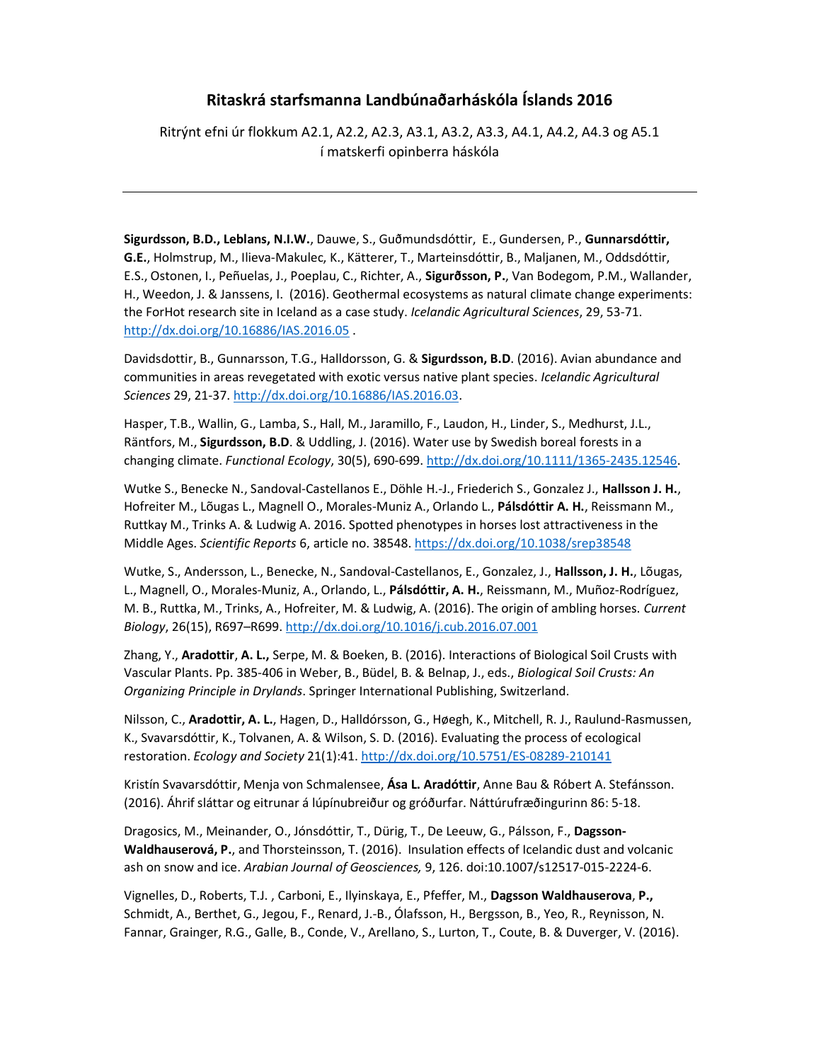# Ritaskrá starfsmanna Landbúnaðarháskóla Íslands 2016

Ritrýnt efni úr flokkum A2.1, A2.2, A2.3, A3.1, A3.2, A3.3, A4.1, A4.2, A4.3 og A5.1 í matskerfi opinberra háskóla

---

**Sigurdsson, B.D., Leblans, N.I.W.**, Dauwe, S., Guðmundsdóttir, E., Gundersen, P., **Gunnarsdóttir, G.E.**, Holmstrup, M., Ilieva-Makulec, K., Kätterer, T., Marteinsdóttir, B., Maljanen, M., Oddsdóttir, E.S., Ostonen, I., Peñuelas, J., Poeplau, C., Richter, A., **Sigurðsson, P.**, Van Bodegom, P.M., Wallander, H., Weedon, J. & Janssens, I. (2016). Geothermal ecosystems as natural climate change experiments: the ForHot research site in Iceland as a case study. *Icelandic Agricultural Sciences*, 29, 53-71. http://dx.doi.org/10.16886/IAS.2016.05 .

Davidsdottir, B., Gunnarsson, T.G., Halldorsson, G. & **Sigurdsson, B.D**. (2016). Avian abundance and communities in areas revegetated with exotic versus native plant species. *Icelandic Agricultural Sciences* 29, 21-37. http://dx.doi.org/10.16886/IAS.2016.03.

Hasper, T.B., Wallin, G., Lamba, S., Hall, M., Jaramillo, F., Laudon, H., Linder, S., Medhurst, J.L., Räntfors, M., **Sigurdsson, B.D**. & Uddling, J. (2016). Water use by Swedish boreal forests in a changing climate. *Functional Ecology*, 30(5), 690-699. http://dx.doi.org/10.1111/1365-2435.12546.

Wutke S., Benecke N., Sandoval-Castellanos E., Döhle H.-J., Friederich S., Gonzalez J., **Hallsson J. H.**, Hofreiter M., Lõugas L., Magnell O., Morales-Muniz A., Orlando L., **Pálsdóttir A. H.**, Reissmann M., Ruttkay M., Trinks A. & Ludwig A. 2016. Spotted phenotypes in horses lost attractiveness in the Middle Ages. *Scientific Reports* 6, article no. 38548. https://dx.doi.org/10.1038/srep38548

Wutke, S., Andersson, L., Benecke, N., Sandoval-Castellanos, E., Gonzalez, J., **Hallsson, J. H.**, Lõugas, L., Magnell, O., Morales-Muniz, A., Orlando, L., **Pálsdóttir, A. H.**, Reissmann, M., Muñoz-Rodríguez, M. B., Ruttka, M., Trinks, A., Hofreiter, M. & Ludwig, A. (2016). The origin of ambling horses. *Current Biology*, 26(15), R697–R699. http://dx.doi.org/10.1016/j.cub.2016.07.001

Zhang, Y., **Aradottir**, **A. L.,** Serpe, M. & Boeken, B. (2016). Interactions of Biological Soil Crusts with Vascular Plants. Pp. 385-406 in Weber, B., Büdel, B. & Belnap, J., eds., *Biological Soil Crusts: An Organizing Principle in Drylands*. Springer International Publishing, Switzerland.

Nilsson, C., **Aradottir, A. L.**, Hagen, D., Halldórsson, G., Høegh, K., Mitchell, R. J., Raulund-Rasmussen, K., Svavarsdóttir, K., Tolvanen, A. & Wilson, S. D. (2016). Evaluating the process of ecological restoration. *Ecology and Society* 21(1):41. http://dx.doi.org/10.5751/ES-08289-210141

Kristín Svavarsdóttir, Menja von Schmalensee, **Ása L. Aradóttir**, Anne Bau & Róbert A. Stefánsson. (2016). Áhrif sláttar og eitrunar á lúpínubreiður og gróðurfar. Náttúrufræðingurinn 86: 5-18.

Dragosics, M., Meinander, O., Jónsdóttir, T., Dürig, T., De Leeuw, G., Pálsson, F., **Dagsson-Waldhauserová, P.**, and Thorsteinsson, T. (2016). Insulation effects of Icelandic dust and volcanic ash on snow and ice. *Arabian Journal of Geosciences,* 9, 126. doi:10.1007/s12517-015-2224-6.

Vignelles, D., Roberts, T.J. , Carboni, E., Ilyinskaya, E., Pfeffer, M., **Dagsson Waldhauserova**, **P.,** Schmidt, A., Berthet, G., Jegou, F., Renard, J.-B., Ólafsson, H., Bergsson, B., Yeo, R., Reynisson, N. Fannar, Grainger, R.G., Galle, B., Conde, V., Arellano, S., Lurton, T., Coute, B. & Duverger, V. (2016).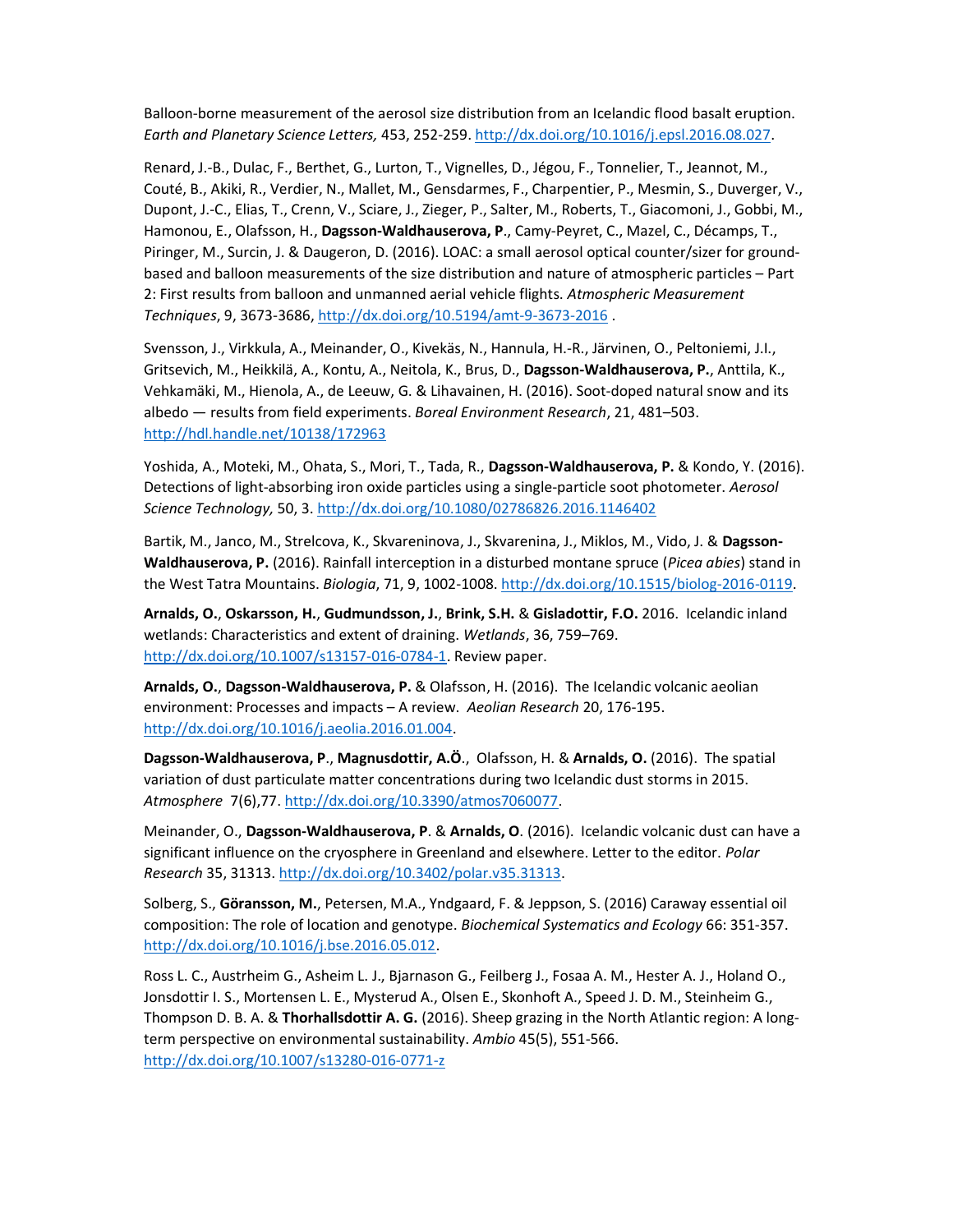Balloon-borne measurement of the aerosol size distribution from an Icelandic flood basalt eruption. *Earth and Planetary Science Letters,* 453, 252-259. http://dx.doi.org/10.1016/j.epsl.2016.08.027.

Renard, J.-B., Dulac, F., Berthet, G., Lurton, T., Vignelles, D., Jégou, F., Tonnelier, T., Jeannot, M., Couté, B., Akiki, R., Verdier, N., Mallet, M., Gensdarmes, F., Charpentier, P., Mesmin, S., Duverger, V., Dupont, J.-C., Elias, T., Crenn, V., Sciare, J., Zieger, P., Salter, M., Roberts, T., Giacomoni, J., Gobbi, M., Hamonou, E., Olafsson, H., **Dagsson-Waldhauserova, P**., Camy-Peyret, C., Mazel, C., Décamps, T., Piringer, M., Surcin, J. & Daugeron, D. (2016). LOAC: a small aerosol optical counter/sizer for ground-based and balloon measurements of the size distribution and nature of atmospheric particles – Part 2: First results from balloon and unmanned aerial vehicle flights. *Atmospheric Measurement Techniques*, 9, 3673-3686, http://dx.doi.org/10.5194/amt-9-3673-2016 .

Svensson, J., Virkkula, A., Meinander, O., Kivekäs, N., Hannula, H.-R., Järvinen, O., Peltoniemi, J.I., Gritsevich, M., Heikkilä, A., Kontu, A., Neitola, K., Brus, D., **Dagsson-Waldhauserova, P.**, Anttila, K., Vehkamäki, M., Hienola, A., de Leeuw, G. & Lihavainen, H. (2016). Soot-doped natural snow and its albedo — results from field experiments. *Boreal Environment Research*, 21, 481–503. http://hdl.handle.net/10138/172963

Yoshida, A., Moteki, M., Ohata, S., Mori, T., Tada, R., **Dagsson-Waldhauserova, P.** & Kondo, Y. (2016). Detections of light-absorbing iron oxide particles using a single-particle soot photometer. *Aerosol Science Technology,* 50, 3. http://dx.doi.org/10.1080/02786826.2016.1146402

Bartik, M., Janco, M., Strelcova, K., Skvareninova, J., Skvarenina, J., Miklos, M., Vido, J. & **Dagsson-Waldhauserova, P.** (2016). Rainfall interception in a disturbed montane spruce (*Picea abies*) stand in the West Tatra Mountains. *Biologia*, 71, 9, 1002-1008. http://dx.doi.org/10.1515/biolog-2016-0119.

**Arnalds, O.**, **Oskarsson, H.**, **Gudmundsson, J.**, **Brink, S.H.** & **Gisladottir, F.O.** 2016. Icelandic inland wetlands: Characteristics and extent of draining. *Wetlands*, 36, 759–769. http://dx.doi.org/10.1007/s13157-016-0784-1. Review paper.

**Arnalds, O.**, **Dagsson-Waldhauserova, P.** & Olafsson, H. (2016). The Icelandic volcanic aeolian environment: Processes and impacts – A review. *Aeolian Research* 20, 176-195. http://dx.doi.org/10.1016/j.aeolia.2016.01.004.

**Dagsson-Waldhauserova, P**., **Magnusdottir, A.Ö**., Olafsson, H. & **Arnalds, O.** (2016). The spatial variation of dust particulate matter concentrations during two Icelandic dust storms in 2015. *Atmosphere* 7(6),77. http://dx.doi.org/10.3390/atmos7060077.

Meinander, O., **Dagsson-Waldhauserova, P**. & **Arnalds, O**. (2016). Icelandic volcanic dust can have a significant influence on the cryosphere in Greenland and elsewhere. Letter to the editor. *Polar Research* 35, 31313. http://dx.doi.org/10.3402/polar.v35.31313.

Solberg, S., **Göransson, M.**, Petersen, M.A., Yndgaard, F. & Jeppson, S. (2016) Caraway essential oil composition: The role of location and genotype. *Biochemical Systematics and Ecology* 66: 351-357. http://dx.doi.org/10.1016/j.bse.2016.05.012.

Ross L. C., Austrheim G., Asheim L. J., Bjarnason G., Feilberg J., Fosaa A. M., Hester A. J., Holand O., Jonsdottir I. S., Mortensen L. E., Mysterud A., Olsen E., Skonhoft A., Speed J. D. M., Steinheim G., Thompson D. B. A. & **Thorhallsdottir A. G.** (2016). Sheep grazing in the North Atlantic region: A long-term perspective on environmental sustainability. *Ambio* 45(5), 551-566. http://dx.doi.org/10.1007/s13280-016-0771-z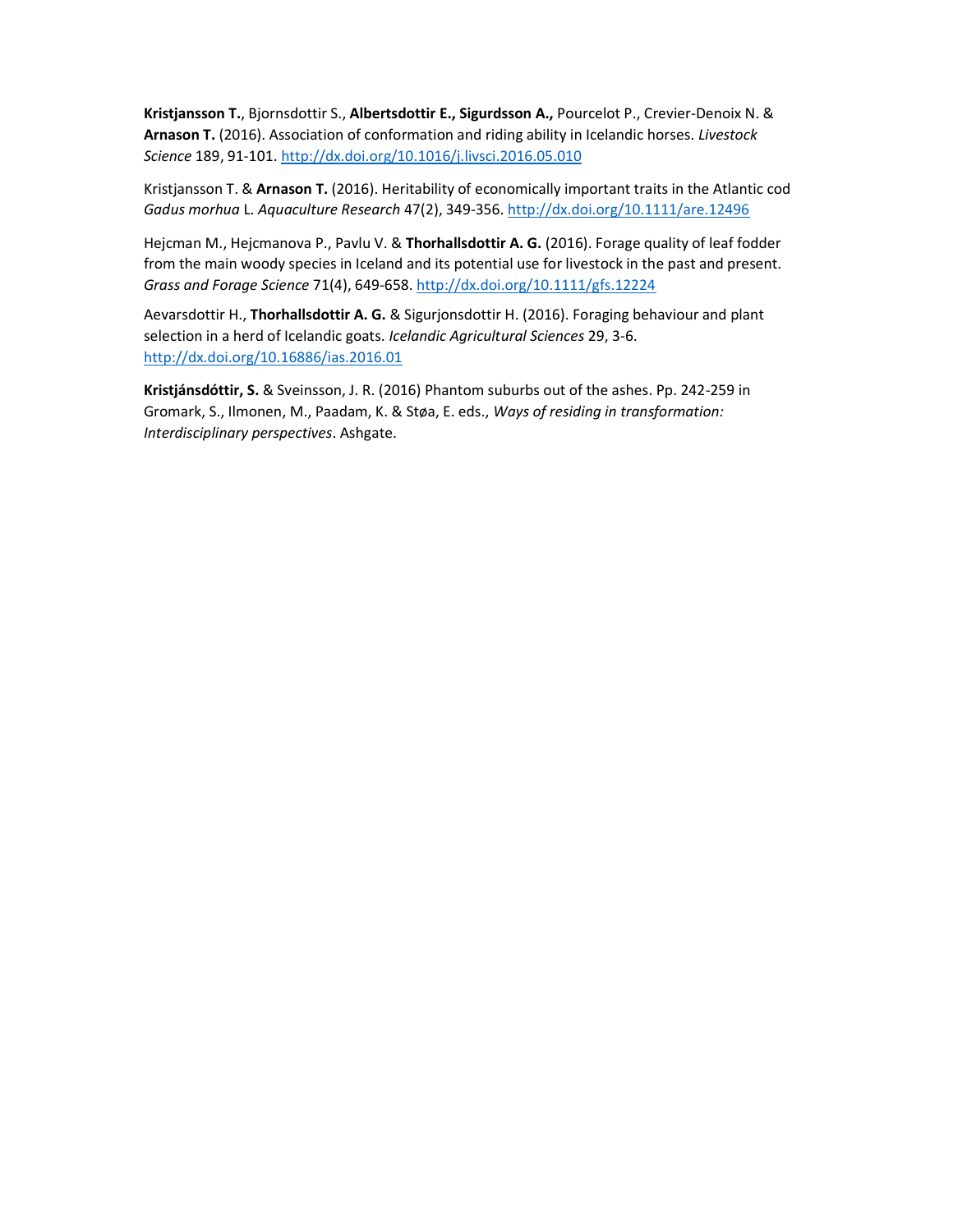**Kristjansson T.**, Bjornsdottir S., **Albertsdottir E., Sigurdsson A.,** Pourcelot P., Crevier-Denoix N. & **Arnason T.** (2016). Association of conformation and riding ability in Icelandic horses. *Livestock Science* 189, 91-101. http://dx.doi.org/10.1016/j.livsci.2016.05.010

Kristjansson T. & **Arnason T.** (2016). Heritability of economically important traits in the Atlantic cod *Gadus morhua* L. *Aquaculture Research* 47(2), 349-356. http://dx.doi.org/10.1111/are.12496

Hejcman M., Hejcmanova P., Pavlu V. & **Thorhallsdottir A. G.** (2016). Forage quality of leaf fodder from the main woody species in Iceland and its potential use for livestock in the past and present. *Grass and Forage Science* 71(4), 649-658. http://dx.doi.org/10.1111/gfs.12224

Aevarsdottir H., **Thorhallsdottir A. G.** & Sigurjonsdottir H. (2016). Foraging behaviour and plant selection in a herd of Icelandic goats. *Icelandic Agricultural Sciences* 29, 3-6. http://dx.doi.org/10.16886/ias.2016.01

**Kristjánsdóttir, S.** & Sveinsson, J. R. (2016) Phantom suburbs out of the ashes. Pp. 242-259 in Gromark, S., Ilmonen, M., Paadam, K. & Støa, E. eds., *Ways of residing in transformation: Interdisciplinary perspectives*. Ashgate.